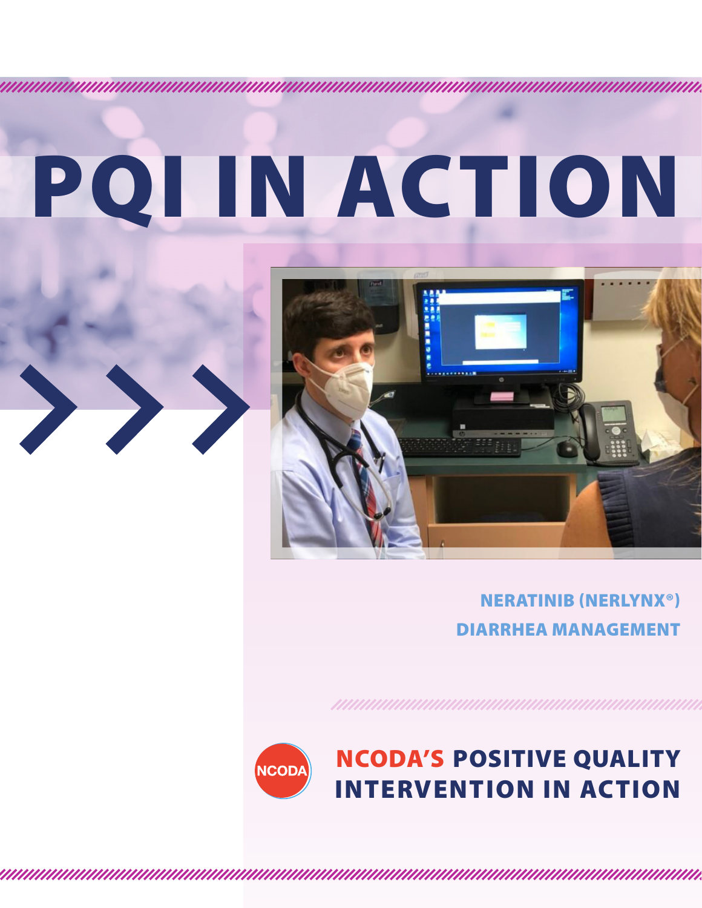# PQI IN ACTION

## NERATINIB (NERLYNX®) DIARRHEA MANAGEMENT

**NCODA'S POSITIVE QUALITY INTERVENTION IN ACTION**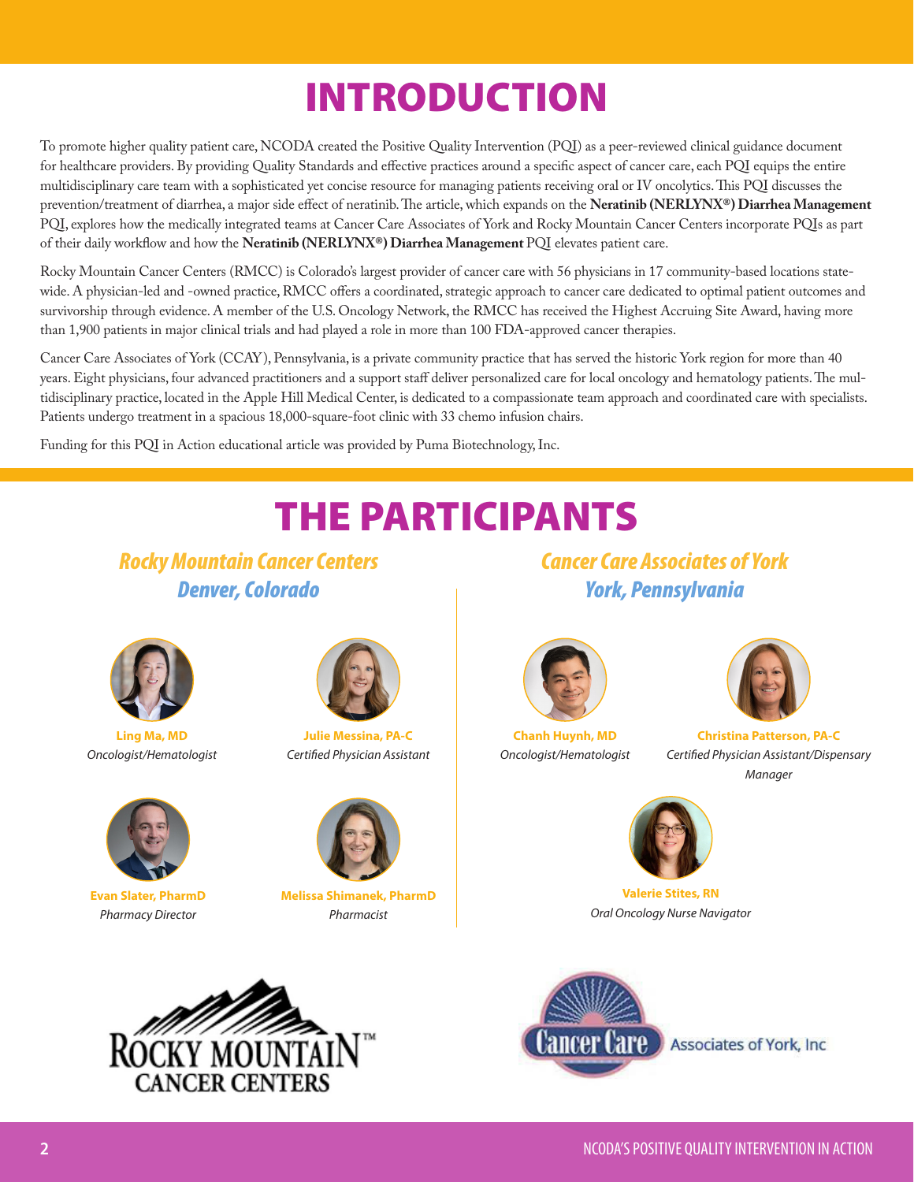# INTRODUCTION

To promote higher quality patient care, NCODA created the Positive Quality Intervention (PQI) as a peer-reviewed clinical guidance document for healthcare providers. By providing Quality Standards and effective practices around a specific aspect of cancer care, each PQI equips the entire multidisciplinary care team with a sophisticated yet concise resource for managing patients receiving oral or IV oncolytics. This PQI discusses the prevention/treatment of diarrhea, a major side effect of neratinib. The article, which expands on the **Neratinib (NERLYNX®) Diarrhea Management** PQI, explores how the medically integrated teams at Cancer Care Associates of York and Rocky Mountain Cancer Centers incorporate PQIs as part of their daily workflow and how the **Neratinib (NERLYNX®) Diarrhea Management** PQI elevates patient care.

Rocky Mountain Cancer Centers (RMCC) is Colorado's largest provider of cancer care with 56 physicians in 17 community-based locations statewide. A physician-led and -owned practice, RMCC offers a coordinated, strategic approach to cancer care dedicated to optimal patient outcomes and survivorship through evidence. A member of the U.S. Oncology Network, the RMCC has received the Highest Accruing Site Award, having more than 1,900 patients in major clinical trials and had played a role in more than 100 FDA-approved cancer therapies.

Cancer Care Associates of York (CCAY), Pennsylvania, is a private community practice that has served the historic York region for more than 40 years. Eight physicians, four advanced practitioners and a support staff deliver personalized care for local oncology and hematology patients. The multidisciplinary practice, located in the Apple Hill Medical Center, is dedicated to a compassionate team approach and coordinated care with specialists. Patients undergo treatment in a spacious 18,000-square-foot clinic with 33 chemo infusion chairs.

Funding for this PQI in Action educational article was provided by Puma Biotechnology, Inc.

# THE PARTICIPANTS

## Rocky Mountain Cancer Centers
### Denver, Colorado

**Ling Ma, MD**
*Oncologist/Hematologist*

**Julie Messina, PA-C**
*Certified Physician Assistant*

**Evan Slater, PharmD**
*Pharmacy Director*

**Melissa Shimanek, PharmD**
*Pharmacist*

## Cancer Care Associates of York
### York, Pennsylvania

**Chanh Huynh, MD**
*Oncologist/Hematologist*

**Christina Patterson, PA-C**
*Certified Physician Assistant/Dispensary Manager*

**Valerie Stites, RN**
*Oral Oncology Nurse Navigator*

ROCKY MOUNTAIN™ CANCER CENTERS

Cancer Care Associates of York, Inc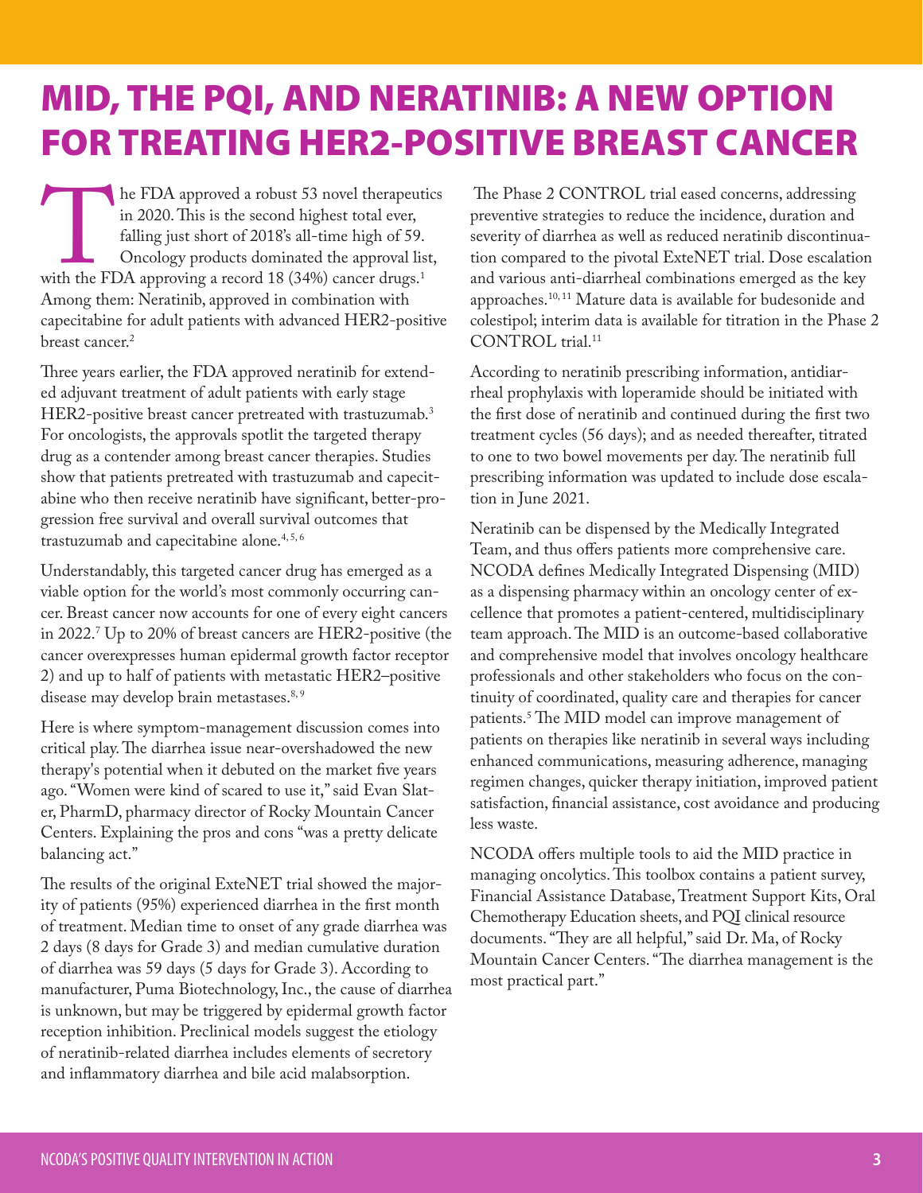# MID, THE PQI, AND NERATINIB: A NEW OPTION FOR TREATING HER2-POSITIVE BREAST CANCER

The FDA approved a robust 53 novel therapeutics in 2020. This is the second highest total ever, falling just short of 2018's all-time high of 59. Oncology products dominated the approval list, with the FDA approving a record 18 (34%) cancer drugs.[1] Among them: Neratinib, approved in combination with capecitabine for adult patients with advanced HER2-positive breast cancer.[2]

Three years earlier, the FDA approved neratinib for extended adjuvant treatment of adult patients with early stage HER2-positive breast cancer pretreated with trastuzumab.[3] For oncologists, the approvals spotlit the targeted therapy drug as a contender among breast cancer therapies. Studies show that patients pretreated with trastuzumab and capecitabine who then receive neratinib have significant, better-progression free survival and overall survival outcomes that trastuzumab and capecitabine alone.[4, 5, 6]

Understandably, this targeted cancer drug has emerged as a viable option for the world's most commonly occurring cancer. Breast cancer now accounts for one of every eight cancers in 2022.[7] Up to 20% of breast cancers are HER2-positive (the cancer overexpresses human epidermal growth factor receptor 2) and up to half of patients with metastatic HER2–positive disease may develop brain metastases.[8, 9]

Here is where symptom-management discussion comes into critical play. The diarrhea issue near-overshadowed the new therapy's potential when it debuted on the market five years ago. "Women were kind of scared to use it," said Evan Slater, PharmD, pharmacy director of Rocky Mountain Cancer Centers. Explaining the pros and cons "was a pretty delicate balancing act."

The results of the original ExteNET trial showed the majority of patients (95%) experienced diarrhea in the first month of treatment. Median time to onset of any grade diarrhea was 2 days (8 days for Grade 3) and median cumulative duration of diarrhea was 59 days (5 days for Grade 3). According to manufacturer, Puma Biotechnology, Inc., the cause of diarrhea is unknown, but may be triggered by epidermal growth factor reception inhibition. Preclinical models suggest the etiology of neratinib-related diarrhea includes elements of secretory and inflammatory diarrhea and bile acid malabsorption.

The Phase 2 CONTROL trial eased concerns, addressing preventive strategies to reduce the incidence, duration and severity of diarrhea as well as reduced neratinib discontinuation compared to the pivotal ExteNET trial. Dose escalation and various anti-diarrheal combinations emerged as the key approaches.[10, 11] Mature data is available for budesonide and colestipol; interim data is available for titration in the Phase 2 CONTROL trial.[11]

According to neratinib prescribing information, antidiarrheal prophylaxis with loperamide should be initiated with the first dose of neratinib and continued during the first two treatment cycles (56 days); and as needed thereafter, titrated to one to two bowel movements per day. The neratinib full prescribing information was updated to include dose escalation in June 2021.

Neratinib can be dispensed by the Medically Integrated Team, and thus offers patients more comprehensive care. NCODA defines Medically Integrated Dispensing (MID) as a dispensing pharmacy within an oncology center of excellence that promotes a patient-centered, multidisciplinary team approach. The MID is an outcome-based collaborative and comprehensive model that involves oncology healthcare professionals and other stakeholders who focus on the continuity of coordinated, quality care and therapies for cancer patients.[5] The MID model can improve management of patients on therapies like neratinib in several ways including enhanced communications, measuring adherence, managing regimen changes, quicker therapy initiation, improved patient satisfaction, financial assistance, cost avoidance and producing less waste.

NCODA offers multiple tools to aid the MID practice in managing oncolytics. This toolbox contains a patient survey, Financial Assistance Database, Treatment Support Kits, Oral Chemotherapy Education sheets, and PQI clinical resource documents. "They are all helpful," said Dr. Ma, of Rocky Mountain Cancer Centers. "The diarrhea management is the most practical part."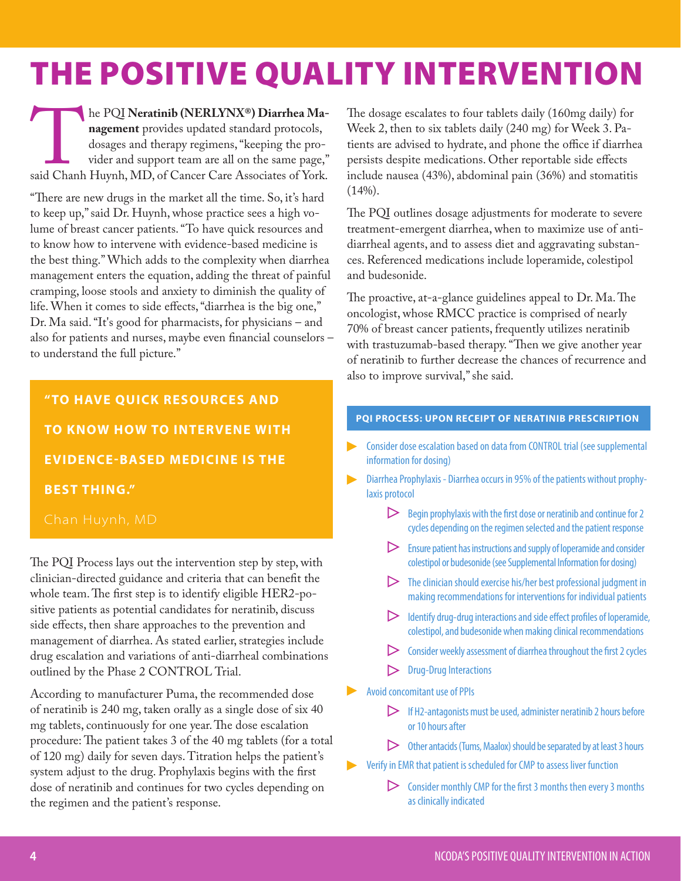# THE POSITIVE QUALITY INTERVENTION

The PQI **Neratinib (NERLYNX®) Diarrhea Management** provides updated standard protocols, dosages and therapy regimens, "keeping the provider and support team are all on the same page," said Chanh Huynh, MD, of Cancer Care Associates of York.

"There are new drugs in the market all the time. So, it's hard to keep up," said Dr. Huynh, whose practice sees a high volume of breast cancer patients. "To have quick resources and to know how to intervene with evidence-based medicine is the best thing." Which adds to the complexity when diarrhea management enters the equation, adding the threat of painful cramping, loose stools and anxiety to diminish the quality of life. When it comes to side effects, "diarrhea is the big one," Dr. Ma said. "It's good for pharmacists, for physicians – and also for patients and nurses, maybe even financial counselors – to understand the full picture."

> **"TO HAVE QUICK RESOURCES AND TO KNOW HOW TO INTERVENE WITH EVIDENCE-BASED MEDICINE IS THE BEST THING."**
>
> Chan Huynh, MD

The PQI Process lays out the intervention step by step, with clinician-directed guidance and criteria that can benefit the whole team. The first step is to identify eligible HER2-positive patients as potential candidates for neratinib, discuss side effects, then share approaches to the prevention and management of diarrhea. As stated earlier, strategies include drug escalation and variations of anti-diarrheal combinations outlined by the Phase 2 CONTROL Trial.

According to manufacturer Puma, the recommended dose of neratinib is 240 mg, taken orally as a single dose of six 40 mg tablets, continuously for one year. The dose escalation procedure: The patient takes 3 of the 40 mg tablets (for a total of 120 mg) daily for seven days. Titration helps the patient's system adjust to the drug. Prophylaxis begins with the first dose of neratinib and continues for two cycles depending on the regimen and the patient's response.

The dosage escalates to four tablets daily (160mg daily) for Week 2, then to six tablets daily (240 mg) for Week 3. Patients are advised to hydrate, and phone the office if diarrhea persists despite medications. Other reportable side effects include nausea (43%), abdominal pain (36%) and stomatitis (14%).

The PQI outlines dosage adjustments for moderate to severe treatment-emergent diarrhea, when to maximize use of anti-diarrheal agents, and to assess diet and aggravating substances. Referenced medications include loperamide, colestipol and budesonide.

The proactive, at-a-glance guidelines appeal to Dr. Ma. The oncologist, whose RMCC practice is comprised of nearly 70% of breast cancer patients, frequently utilizes neratinib with trastuzumab-based therapy. "Then we give another year of neratinib to further decrease the chances of recurrence and also to improve survival," she said.

### PQI PROCESS: UPON RECEIPT OF NERATINIB PRESCRIPTION

- Consider dose escalation based on data from CONTROL trial (see supplemental information for dosing)
- Diarrhea Prophylaxis - Diarrhea occurs in 95% of the patients without prophylaxis protocol
  - Begin prophylaxis with the first dose or neratinib and continue for 2 cycles depending on the regimen selected and the patient response
  - Ensure patient has instructions and supply of loperamide and consider colestipol or budesonide (see Supplemental Information for dosing)
  - The clinician should exercise his/her best professional judgment in making recommendations for interventions for individual patients
  - Identify drug-drug interactions and side effect profiles of loperamide, colestipol, and budesonide when making clinical recommendations
  - Consider weekly assessment of diarrhea throughout the first 2 cycles
  - Drug-Drug Interactions
- Avoid concomitant use of PPIs
  - If H2-antagonists must be used, administer neratinib 2 hours before or 10 hours after
  - Other antacids (Tums, Maalox) should be separated by at least 3 hours
- Verify in EMR that patient is scheduled for CMP to assess liver function
  - Consider monthly CMP for the first 3 months then every 3 months as clinically indicated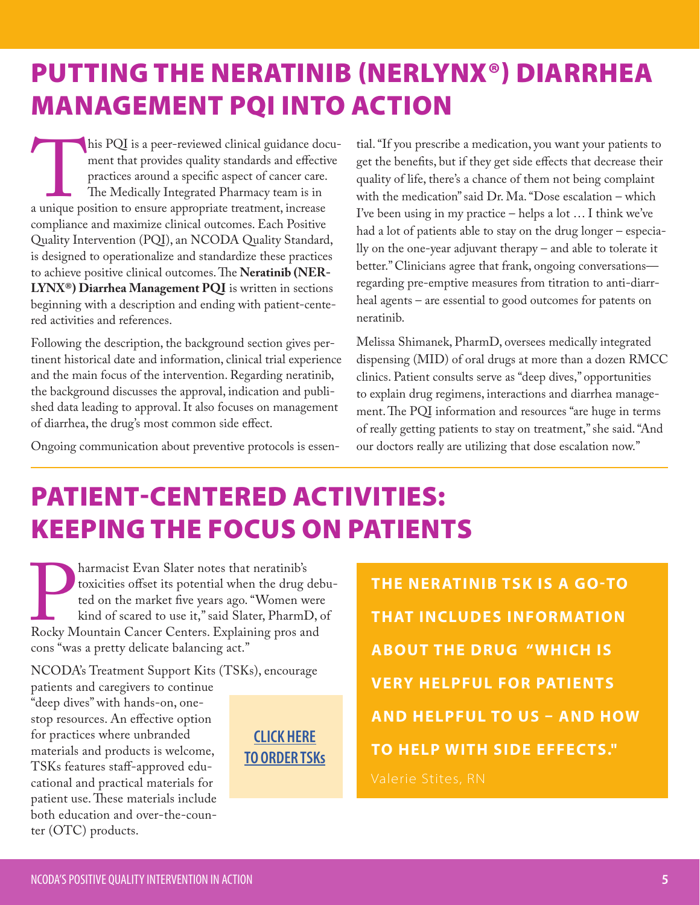# PUTTING THE NERATINIB (NERLYNX®) DIARRHEA MANAGEMENT PQI INTO ACTION

This PQI is a peer-reviewed clinical guidance document that provides quality standards and effective practices around a specific aspect of cancer care. The Medically Integrated Pharmacy team is in a unique position to ensure appropriate treatment, increase compliance and maximize clinical outcomes. Each Positive Quality Intervention (PQI), an NCODA Quality Standard, is designed to operationalize and standardize these practices to achieve positive clinical outcomes. The **Neratinib (NERLYNX®) Diarrhea Management PQI** is written in sections beginning with a description and ending with patient-centered activities and references.

Following the description, the background section gives pertinent historical date and information, clinical trial experience and the main focus of the intervention. Regarding neratinib, the background discusses the approval, indication and published data leading to approval. It also focuses on management of diarrhea, the drug's most common side effect.

Ongoing communication about preventive protocols is essential. "If you prescribe a medication, you want your patients to get the benefits, but if they get side effects that decrease their quality of life, there's a chance of them not being complaint with the medication" said Dr. Ma. "Dose escalation – which I've been using in my practice – helps a lot … I think we've had a lot of patients able to stay on the drug longer – especially on the one-year adjuvant therapy – and able to tolerate it better." Clinicians agree that frank, ongoing conversations— regarding pre-emptive measures from titration to anti-diarrheal agents – are essential to good outcomes for patents on neratinib.

Melissa Shimanek, PharmD, oversees medically integrated dispensing (MID) of oral drugs at more than a dozen RMCC clinics. Patient consults serve as "deep dives," opportunities to explain drug regimens, interactions and diarrhea management. The PQI information and resources "are huge in terms of really getting patients to stay on treatment," she said. "And our doctors really are utilizing that dose escalation now."

# PATIENT-CENTERED ACTIVITIES: KEEPING THE FOCUS ON PATIENTS

Pharmacist Evan Slater notes that neratinib's toxicities offset its potential when the drug debuted on the market five years ago. "Women were kind of scared to use it," said Slater, PharmD, of Rocky Mountain Cancer Centers. Explaining pros and cons "was a pretty delicate balancing act."

NCODA's Treatment Support Kits (TSKs), encourage patients and caregivers to continue "deep dives" with hands-on, one-stop resources. An effective option for practices where unbranded materials and products is welcome, TSKs features staff-approved educational and practical materials for patient use. These materials include both education and over-the-counter (OTC) products.

**CLICK HERE TO ORDER TSKs**

**THE NERATINIB TSK IS A GO-TO THAT INCLUDES INFORMATION ABOUT THE DRUG "WHICH IS VERY HELPFUL FOR PATIENTS AND HELPFUL TO US – AND HOW TO HELP WITH SIDE EFFECTS."**

Valerie Stites, RN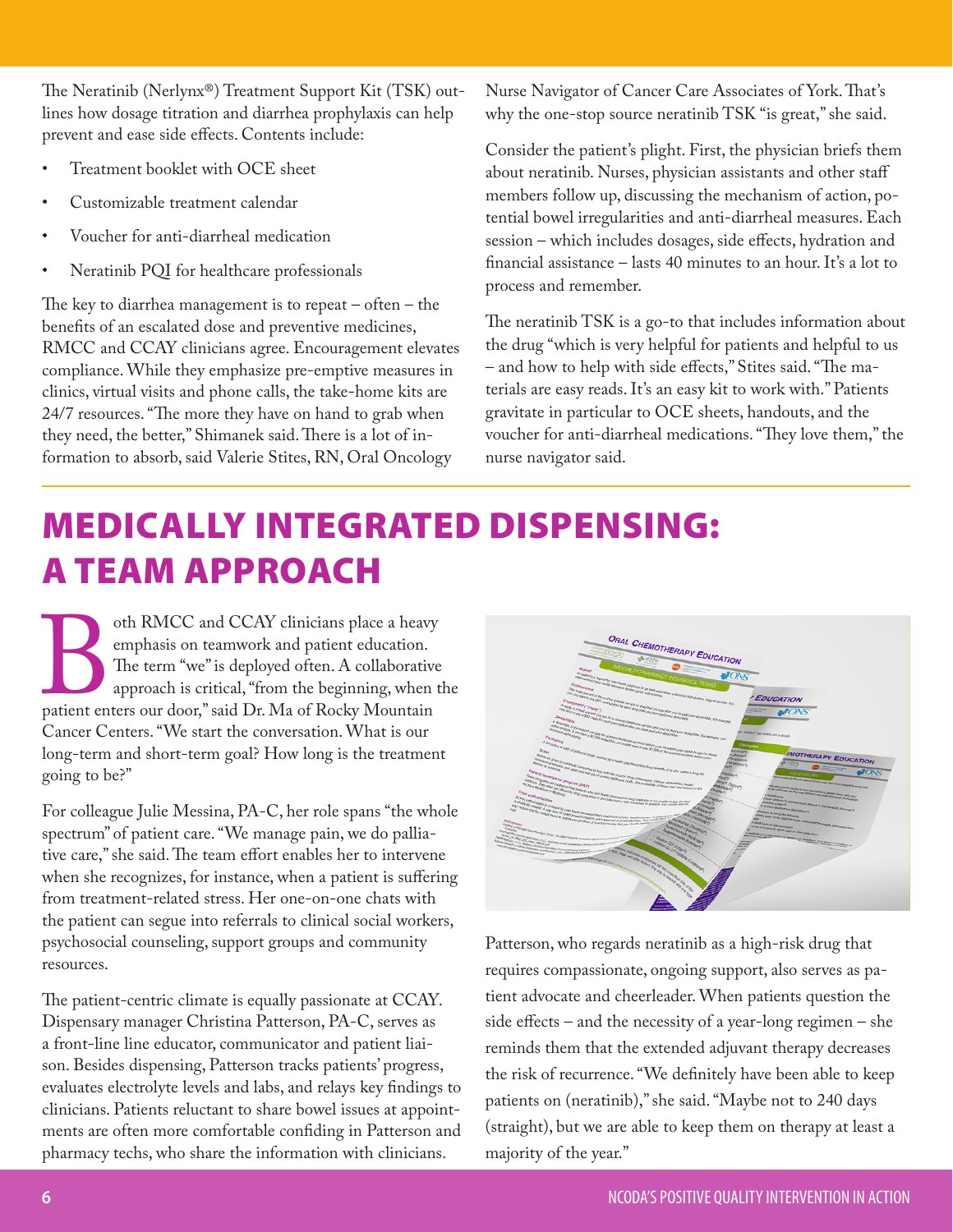The Neratinib (Nerlynx®) Treatment Support Kit (TSK) outlines how dosage titration and diarrhea prophylaxis can help prevent and ease side effects. Contents include:

- Treatment booklet with OCE sheet
- Customizable treatment calendar
- Voucher for anti-diarrheal medication
- Neratinib PQI for healthcare professionals

The key to diarrhea management is to repeat – often – the benefits of an escalated dose and preventive medicines, RMCC and CCAY clinicians agree. Encouragement elevates compliance. While they emphasize pre-emptive measures in clinics, virtual visits and phone calls, the take-home kits are 24/7 resources. "The more they have on hand to grab when they need, the better," Shimanek said. There is a lot of information to absorb, said Valerie Stites, RN, Oral Oncology Nurse Navigator of Cancer Care Associates of York. That's why the one-stop source neratinib TSK "is great," she said.

Consider the patient's plight. First, the physician briefs them about neratinib. Nurses, physician assistants and other staff members follow up, discussing the mechanism of action, potential bowel irregularities and anti-diarrheal measures. Each session – which includes dosages, side effects, hydration and financial assistance – lasts 40 minutes to an hour. It's a lot to process and remember.

The neratinib TSK is a go-to that includes information about the drug "which is very helpful for patients and helpful to us – and how to help with side effects," Stites said. "The materials are easy reads. It's an easy kit to work with." Patients gravitate in particular to OCE sheets, handouts, and the voucher for anti-diarrheal medications. "They love them," the nurse navigator said.

# MEDICALLY INTEGRATED DISPENSING: A TEAM APPROACH

Both RMCC and CCAY clinicians place a heavy emphasis on teamwork and patient education. The term "we" is deployed often. A collaborative approach is critical, "from the beginning, when the patient enters our door," said Dr. Ma of Rocky Mountain Cancer Centers. "We start the conversation. What is our long-term and short-term goal? How long is the treatment going to be?"

For colleague Julie Messina, PA-C, her role spans "the whole spectrum" of patient care. "We manage pain, we do palliative care," she said. The team effort enables her to intervene when she recognizes, for instance, when a patient is suffering from treatment-related stress. Her one-on-one chats with the patient can segue into referrals to clinical social workers, psychosocial counseling, support groups and community resources.

The patient-centric climate is equally passionate at CCAY. Dispensary manager Christina Patterson, PA-C, serves as a front-line line educator, communicator and patient liaison. Besides dispensing, Patterson tracks patients' progress, evaluates electrolyte levels and labs, and relays key findings to clinicians. Patients reluctant to share bowel issues at appointments are often more comfortable confiding in Patterson and pharmacy techs, who share the information with clinicians.

Patterson, who regards neratinib as a high-risk drug that requires compassionate, ongoing support, also serves as patient advocate and cheerleader. When patients question the side effects – and the necessity of a year-long regimen – she reminds them that the extended adjuvant therapy decreases the risk of recurrence. "We definitely have been able to keep patients on (neratinib)," she said. "Maybe not to 240 days (straight), but we are able to keep them on therapy at least a majority of the year."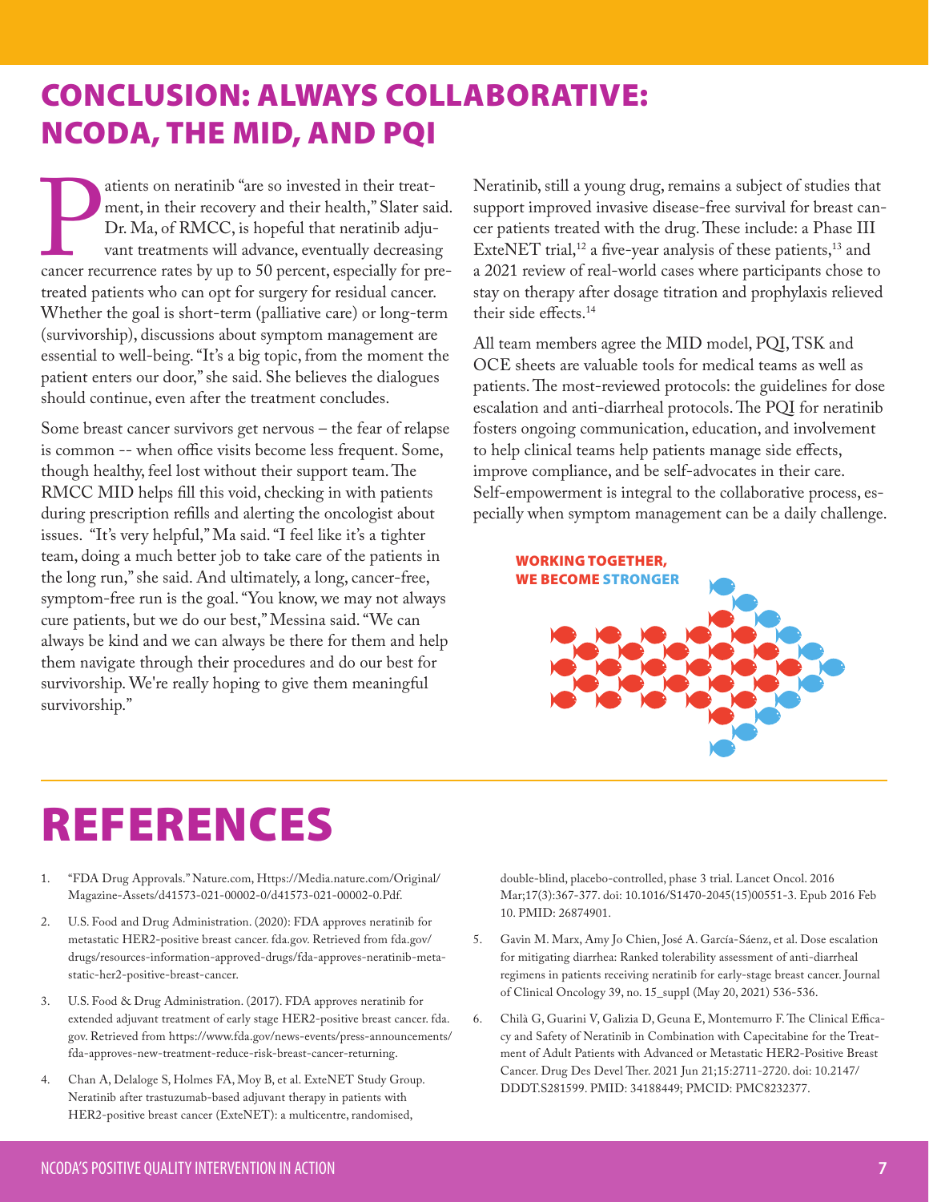# CONCLUSION: ALWAYS COLLABORATIVE: NCODA, THE MID, AND PQI

Patients on neratinib "are so invested in their treatment, in their recovery and their health," Slater said. Dr. Ma, of RMCC, is hopeful that neratinib adjuvant treatments will advance, eventually decreasing cancer recurrence rates by up to 50 percent, especially for pretreated patients who can opt for surgery for residual cancer. Whether the goal is short-term (palliative care) or long-term (survivorship), discussions about symptom management are essential to well-being. "It's a big topic, from the moment the patient enters our door," she said. She believes the dialogues should continue, even after the treatment concludes.

Some breast cancer survivors get nervous – the fear of relapse is common -- when office visits become less frequent. Some, though healthy, feel lost without their support team. The RMCC MID helps fill this void, checking in with patients during prescription refills and alerting the oncologist about issues. "It's very helpful," Ma said. "I feel like it's a tighter team, doing a much better job to take care of the patients in the long run," she said. And ultimately, a long, cancer-free, symptom-free run is the goal. "You know, we may not always cure patients, but we do our best," Messina said. "We can always be kind and we can always be there for them and help them navigate through their procedures and do our best for survivorship. We're really hoping to give them meaningful survivorship."

Neratinib, still a young drug, remains a subject of studies that support improved invasive disease-free survival for breast cancer patients treated with the drug. These include: a Phase III ExteNET trial,[12] a five-year analysis of these patients,[13] and a 2021 review of real-world cases where participants chose to stay on therapy after dosage titration and prophylaxis relieved their side effects.[14]

All team members agree the MID model, PQI, TSK and OCE sheets are valuable tools for medical teams as well as patients. The most-reviewed protocols: the guidelines for dose escalation and anti-diarrheal protocols. The PQI for neratinib fosters ongoing communication, education, and involvement to help clinical teams help patients manage side effects, improve compliance, and be self-advocates in their care. Self-empowerment is integral to the collaborative process, especially when symptom management can be a daily challenge.

WORKING TOGETHER, WE BECOME STRONGER

# REFERENCES

1. "FDA Drug Approvals." Nature.com, Https://Media.nature.com/Original/Magazine-Assets/d41573-021-00002-0/d41573-021-00002-0.Pdf.
2. U.S. Food and Drug Administration. (2020): FDA approves neratinib for metastatic HER2-positive breast cancer. fda.gov. Retrieved from fda.gov/drugs/resources-information-approved-drugs/fda-approves-neratinib-metastatic-her2-positive-breast-cancer.
3. U.S. Food & Drug Administration. (2017). FDA approves neratinib for extended adjuvant treatment of early stage HER2-positive breast cancer. fda.gov. Retrieved from https://www.fda.gov/news-events/press-announcements/fda-approves-new-treatment-reduce-risk-breast-cancer-returning.
4. Chan A, Delaloge S, Holmes FA, Moy B, et al. ExteNET Study Group. Neratinib after trastuzumab-based adjuvant therapy in patients with HER2-positive breast cancer (ExteNET): a multicentre, randomised, double-blind, placebo-controlled, phase 3 trial. Lancet Oncol. 2016 Mar;17(3):367-377. doi: 10.1016/S1470-2045(15)00551-3. Epub 2016 Feb 10. PMID: 26874901.
5. Gavin M. Marx, Amy Jo Chien, José A. García-Sáenz, et al. Dose escalation for mitigating diarrhea: Ranked tolerability assessment of anti-diarrheal regimens in patients receiving neratinib for early-stage breast cancer. Journal of Clinical Oncology 39, no. 15_suppl (May 20, 2021) 536-536.
6. Chilà G, Guarini V, Galizia D, Geuna E, Montemurro F. The Clinical Efficacy and Safety of Neratinib in Combination with Capecitabine for the Treatment of Adult Patients with Advanced or Metastatic HER2-Positive Breast Cancer. Drug Des Devel Ther. 2021 Jun 21;15:2711-2720. doi: 10.2147/DDDT.S281599. PMID: 34188449; PMCID: PMC8232377.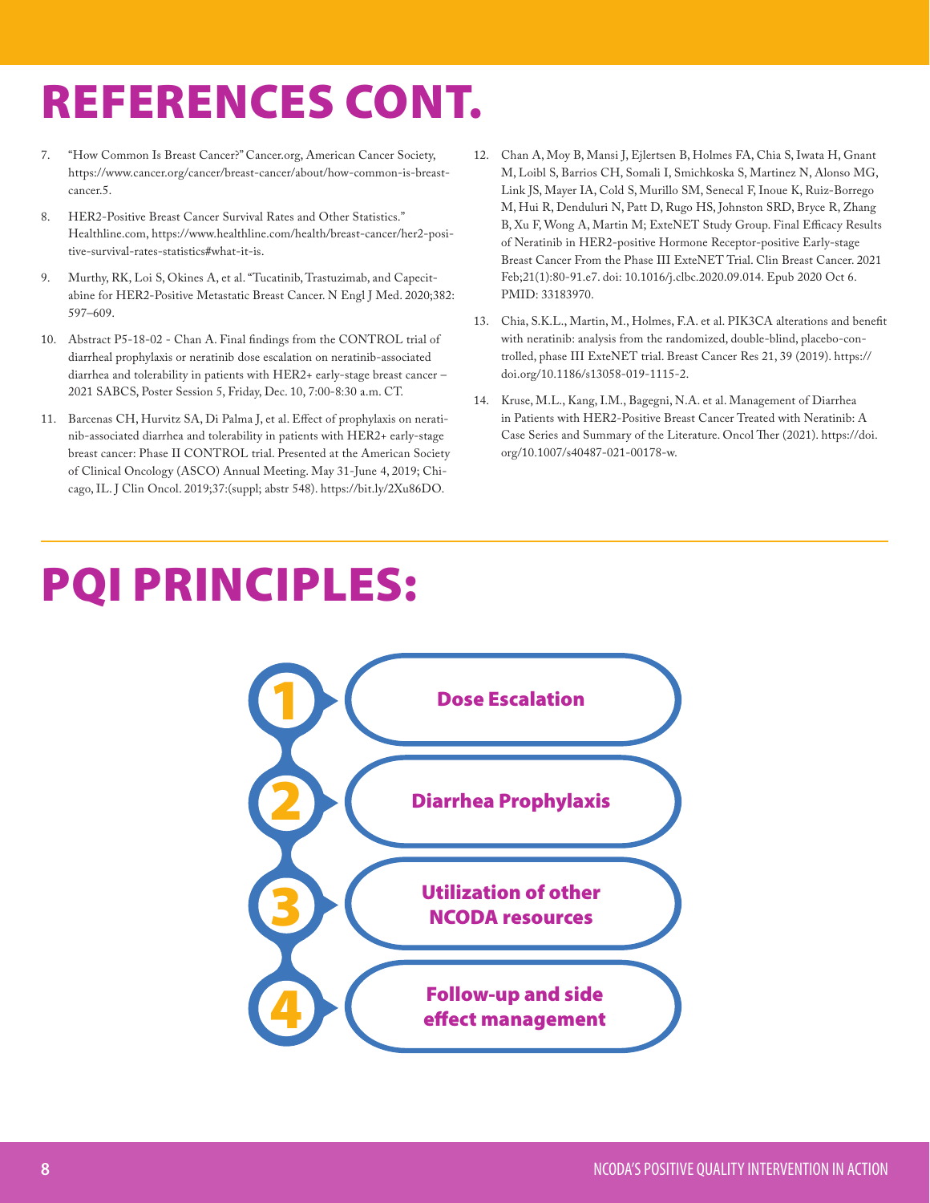# REFERENCES CONT.

7. "How Common Is Breast Cancer?" Cancer.org, American Cancer Society, https://www.cancer.org/cancer/breast-cancer/about/how-common-is-breast-cancer.5.

8. HER2-Positive Breast Cancer Survival Rates and Other Statistics." Healthline.com, https://www.healthline.com/health/breast-cancer/her2-positive-survival-rates-statistics#what-it-is.

9. Murthy, RK, Loi S, Okines A, et al. "Tucatinib, Trastuzimab, and Capecitabine for HER2-Positive Metastatic Breast Cancer. N Engl J Med. 2020;382: 597–609.

10. Abstract P5-18-02 - Chan A. Final findings from the CONTROL trial of diarrheal prophylaxis or neratinib dose escalation on neratinib-associated diarrhea and tolerability in patients with HER2+ early-stage breast cancer – 2021 SABCS, Poster Session 5, Friday, Dec. 10, 7:00-8:30 a.m. CT.

11. Barcenas CH, Hurvitz SA, Di Palma J, et al. Effect of prophylaxis on neratinib-associated diarrhea and tolerability in patients with HER2+ early-stage breast cancer: Phase II CONTROL trial. Presented at the American Society of Clinical Oncology (ASCO) Annual Meeting. May 31-June 4, 2019; Chicago, IL. J Clin Oncol. 2019;37:(suppl; abstr 548). https://bit.ly/2Xu86DO.

12. Chan A, Moy B, Mansi J, Ejlertsen B, Holmes FA, Chia S, Iwata H, Gnant M, Loibl S, Barrios CH, Somali I, Smichkoska S, Martinez N, Alonso MG, Link JS, Mayer IA, Cold S, Murillo SM, Senecal F, Inoue K, Ruiz-Borrego M, Hui R, Denduluri N, Patt D, Rugo HS, Johnston SRD, Bryce R, Zhang B, Xu F, Wong A, Martin M; ExteNET Study Group. Final Efficacy Results of Neratinib in HER2-positive Hormone Receptor-positive Early-stage Breast Cancer From the Phase III ExteNET Trial. Clin Breast Cancer. 2021 Feb;21(1):80-91.e7. doi: 10.1016/j.clbc.2020.09.014. Epub 2020 Oct 6. PMID: 33183970.

13. Chia, S.K.L., Martin, M., Holmes, F.A. et al. PIK3CA alterations and benefit with neratinib: analysis from the randomized, double-blind, placebo-controlled, phase III ExteNET trial. Breast Cancer Res 21, 39 (2019). https://doi.org/10.1186/s13058-019-1115-2.

14. Kruse, M.L., Kang, I.M., Bagegni, N.A. et al. Management of Diarrhea in Patients with HER2-Positive Breast Cancer Treated with Neratinib: A Case Series and Summary of the Literature. Oncol Ther (2021). https://doi.org/10.1007/s40487-021-00178-w.

# PQI PRINCIPLES:

1. Dose Escalation
2. Diarrhea Prophylaxis
3. Utilization of other NCODA resources
4. Follow-up and side effect management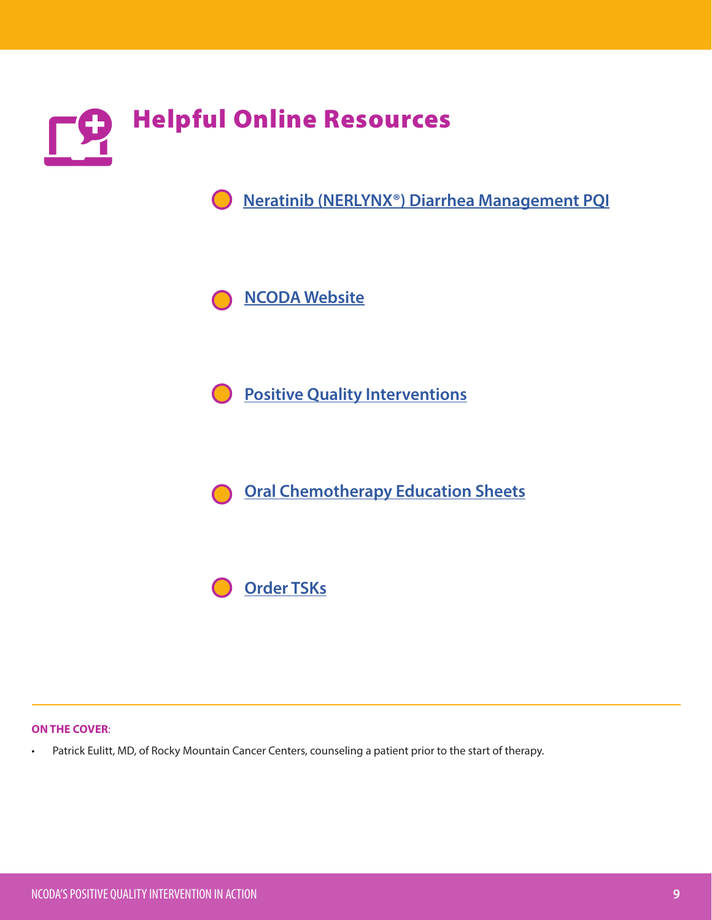# Helpful Online Resources

- Neratinib (NERLYNX®) Diarrhea Management PQI
- NCODA Website
- Positive Quality Interventions
- Oral Chemotherapy Education Sheets
- Order TSKs

---

**ON THE COVER**:

- Patrick Eulitt, MD, of Rocky Mountain Cancer Centers, counseling a patient prior to the start of therapy.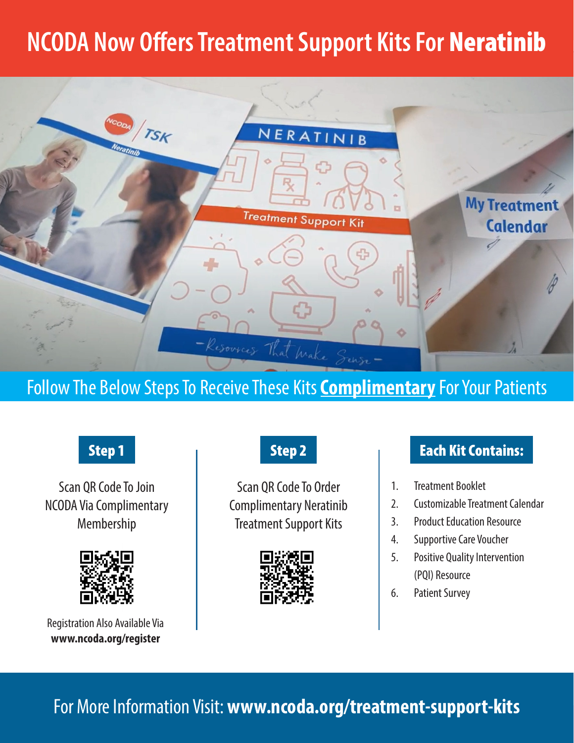# NCODA Now Offers Treatment Support Kits For **Neratinib**

Follow The Below Steps To Receive These Kits **Complimentary** For Your Patients

## Step 1

Scan QR Code To Join NCODA Via Complimentary Membership

Registration Also Available Via **www.ncoda.org/register**

## Step 2

Scan QR Code To Order Complimentary Neratinib Treatment Support Kits

## Each Kit Contains:

1. Treatment Booklet
2. Customizable Treatment Calendar
3. Product Education Resource
4. Supportive Care Voucher
5. Positive Quality Intervention (PQI) Resource
6. Patient Survey

For More Information Visit: **www.ncoda.org/treatment-support-kits**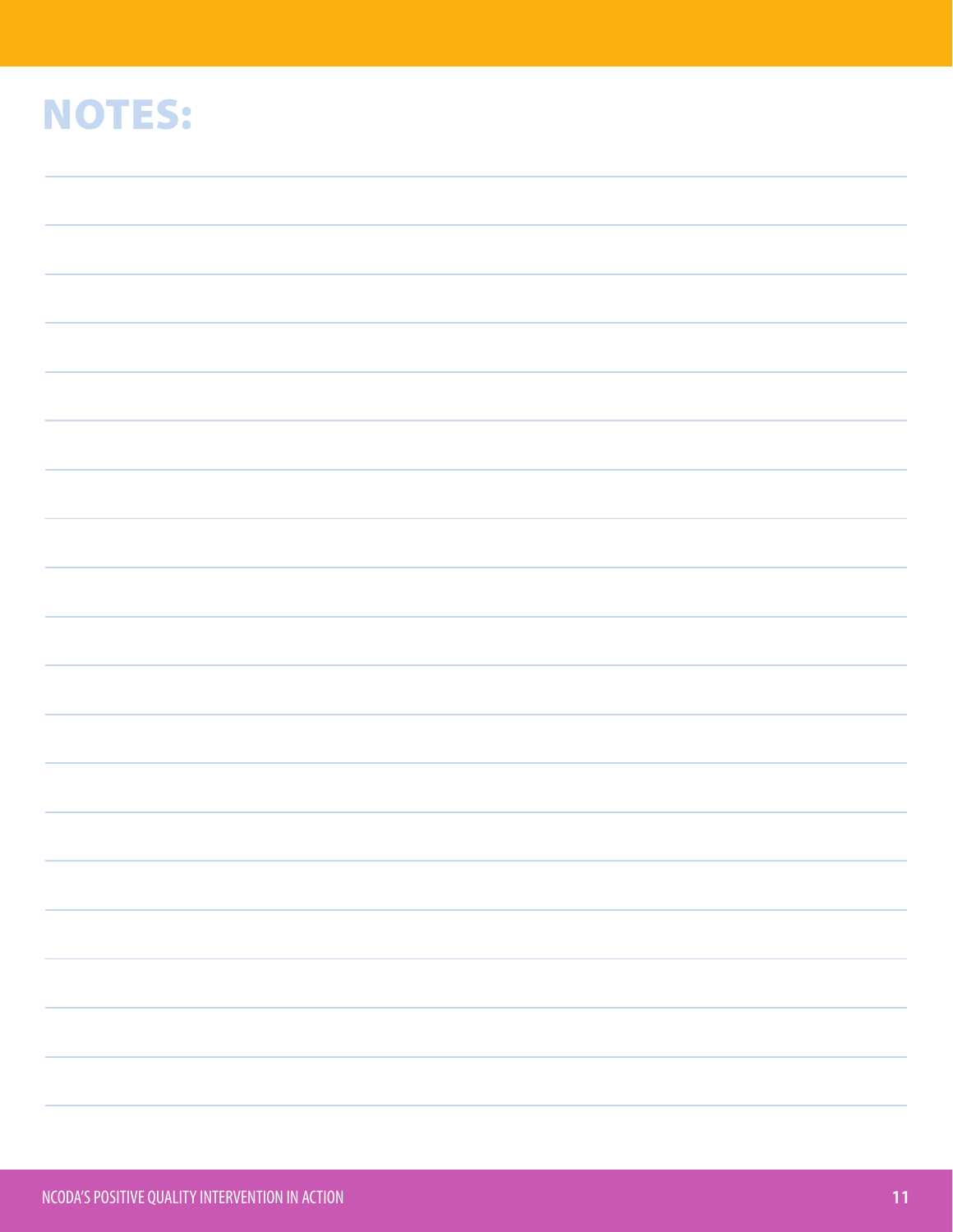# NOTES: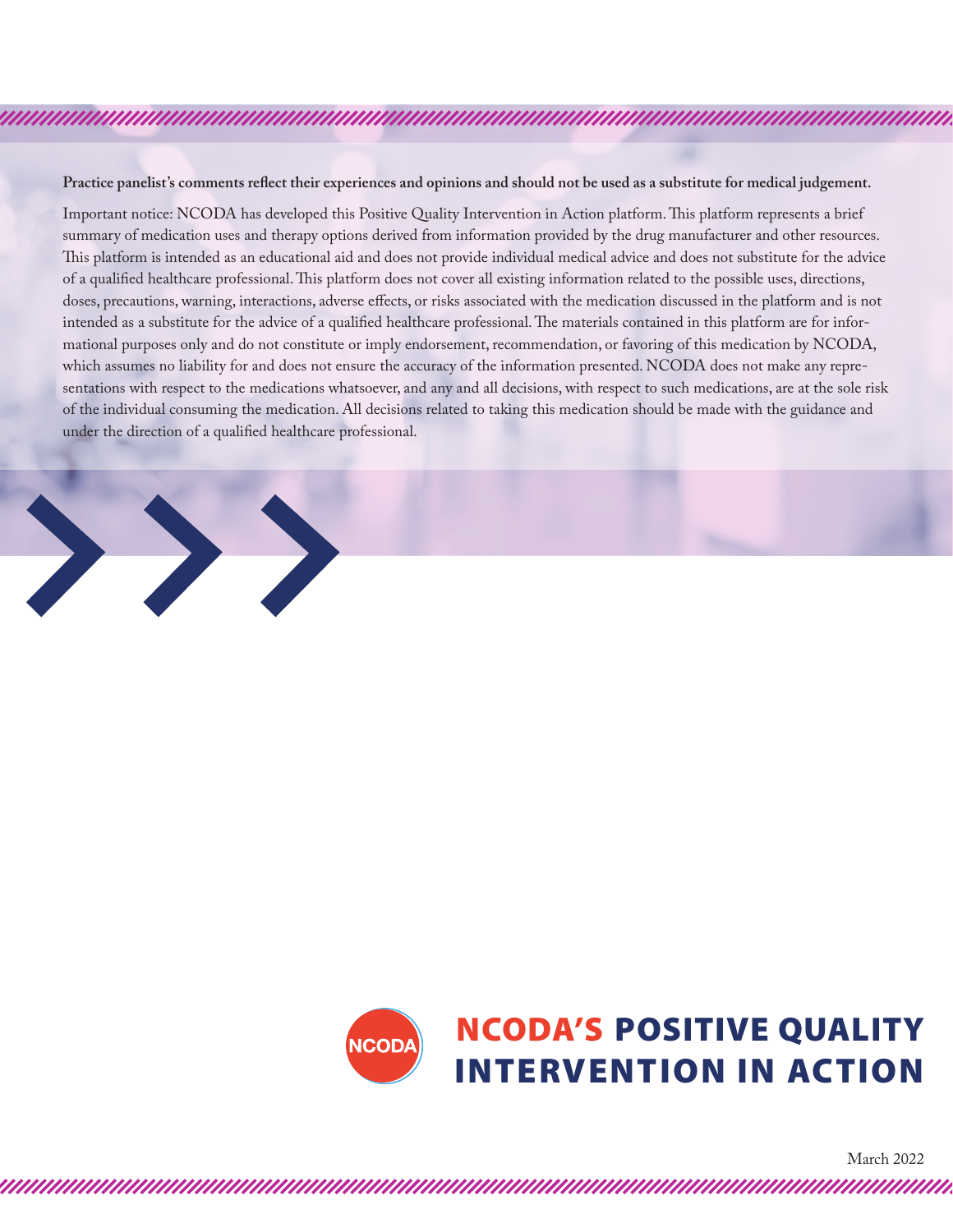**Practice panelist's comments reflect their experiences and opinions and should not be used as a substitute for medical judgement.**

Important notice: NCODA has developed this Positive Quality Intervention in Action platform. This platform represents a brief summary of medication uses and therapy options derived from information provided by the drug manufacturer and other resources. This platform is intended as an educational aid and does not provide individual medical advice and does not substitute for the advice of a qualified healthcare professional. This platform does not cover all existing information related to the possible uses, directions, doses, precautions, warning, interactions, adverse effects, or risks associated with the medication discussed in the platform and is not intended as a substitute for the advice of a qualified healthcare professional. The materials contained in this platform are for informational purposes only and do not constitute or imply endorsement, recommendation, or favoring of this medication by NCODA, which assumes no liability for and does not ensure the accuracy of the information presented. NCODA does not make any representations with respect to the medications whatsoever, and any and all decisions, with respect to such medications, are at the sole risk of the individual consuming the medication. All decisions related to taking this medication should be made with the guidance and under the direction of a qualified healthcare professional.

NCODA

# NCODA'S POSITIVE QUALITY INTERVENTION IN ACTION

March 2022